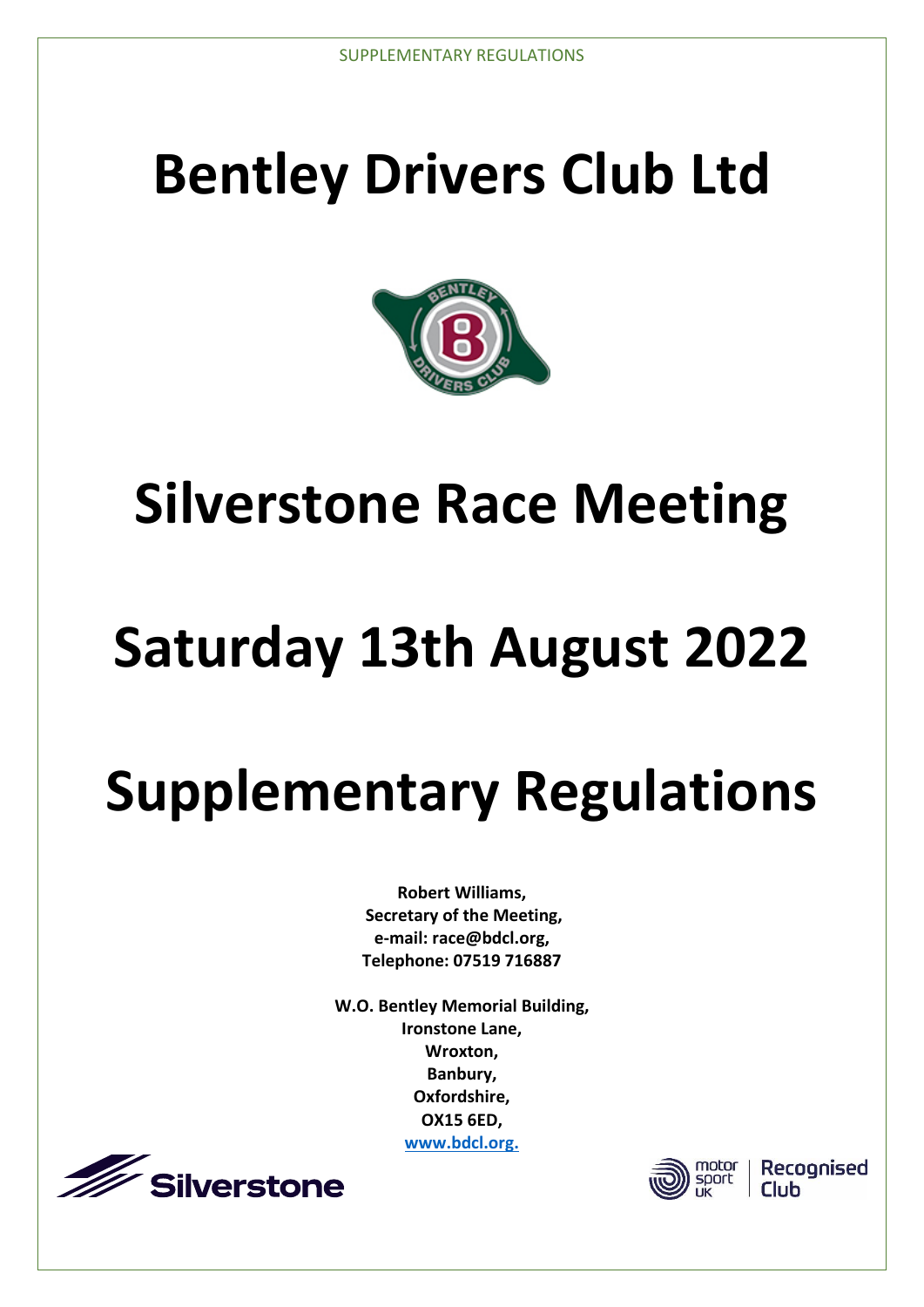# Bentley Drivers Club Ltd

# Silverstone Race Meeting

# Saturday 13th August 2022

# Supplementary Regulations

**Robert Williams,**
**Secretary of the Meeting,**
**e-mail: race@bdcl.org,**
**Telephone: 07519 716887**

**W.O. Bentley Memorial Building,**
**Ironstone Lane,**
**Wroxton,**
**Banbury,**
**Oxfordshire,**
**OX15 6ED,**
**www.bdcl.org.**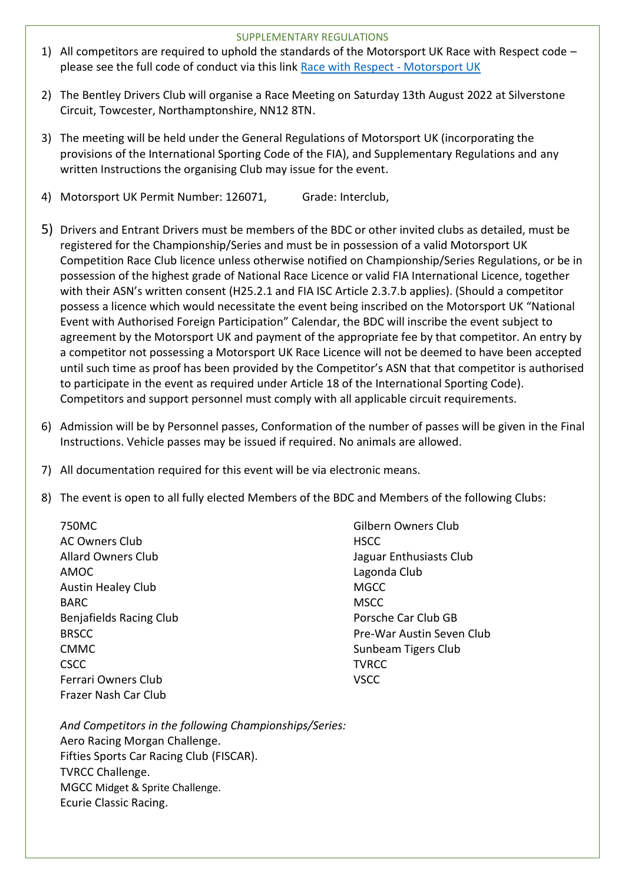## SUPPLEMENTARY REGULATIONS

1) All competitors are required to uphold the standards of the Motorsport UK Race with Respect code – please see the full code of conduct via this link [Race with Respect - Motorsport UK]

2) The Bentley Drivers Club will organise a Race Meeting on Saturday 13th August 2022 at Silverstone Circuit, Towcester, Northamptonshire, NN12 8TN.

3) The meeting will be held under the General Regulations of Motorsport UK (incorporating the provisions of the International Sporting Code of the FIA), and Supplementary Regulations and any written Instructions the organising Club may issue for the event.

4) Motorsport UK Permit Number: 126071, Grade: Interclub,

5) Drivers and Entrant Drivers must be members of the BDC or other invited clubs as detailed, must be registered for the Championship/Series and must be in possession of a valid Motorsport UK Competition Race Club licence unless otherwise notified on Championship/Series Regulations, or be in possession of the highest grade of National Race Licence or valid FIA International Licence, together with their ASN's written consent (H25.2.1 and FIA ISC Article 2.3.7.b applies). (Should a competitor possess a licence which would necessitate the event being inscribed on the Motorsport UK "National Event with Authorised Foreign Participation" Calendar, the BDC will inscribe the event subject to agreement by the Motorsport UK and payment of the appropriate fee by that competitor. An entry by a competitor not possessing a Motorsport UK Race Licence will not be deemed to have been accepted until such time as proof has been provided by the Competitor's ASN that that competitor is authorised to participate in the event as required under Article 18 of the International Sporting Code). Competitors and support personnel must comply with all applicable circuit requirements.

6) Admission will be by Personnel passes, Conformation of the number of passes will be given in the Final Instructions. Vehicle passes may be issued if required. No animals are allowed.

7) All documentation required for this event will be via electronic means.

8) The event is open to all fully elected Members of the BDC and Members of the following Clubs:

   750MC
   AC Owners Club
   Allard Owners Club
   AMOC
   Austin Healey Club
   BARC
   Benjafields Racing Club
   BRSCC
   CMMC
   CSCC
   Ferrari Owners Club
   Frazer Nash Car Club
   Gilbern Owners Club
   HSCC
   Jaguar Enthusiasts Club
   Lagonda Club
   MGCC
   MSCC
   Porsche Car Club GB
   Pre-War Austin Seven Club
   Sunbeam Tigers Club
   TVRCC
   VSCC

   *And Competitors in the following Championships/Series:*
   Aero Racing Morgan Challenge.
   Fifties Sports Car Racing Club (FISCAR).
   TVRCC Challenge.
   MGCC Midget & Sprite Challenge.
   Ecurie Classic Racing.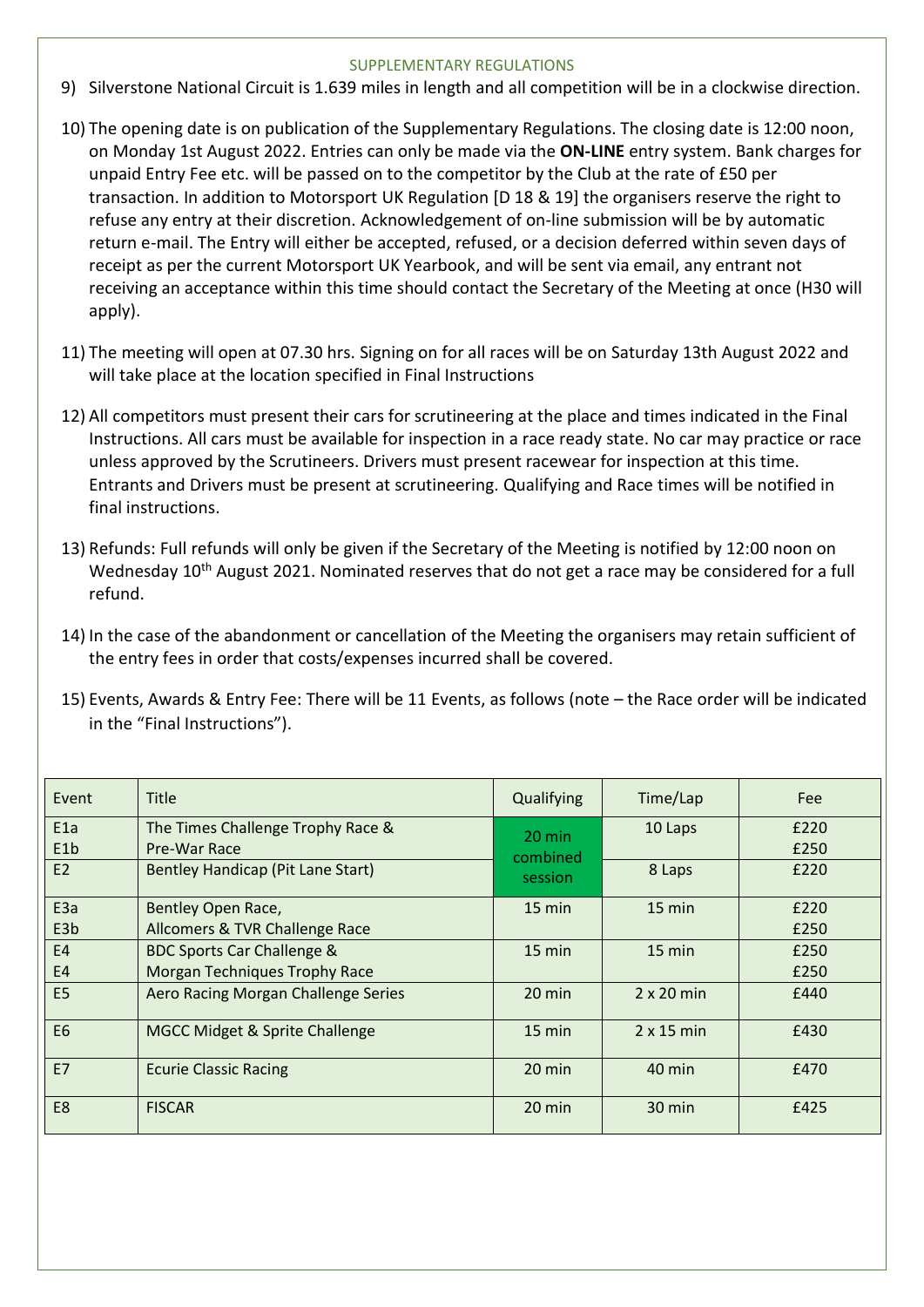## SUPPLEMENTARY REGULATIONS

9) Silverstone National Circuit is 1.639 miles in length and all competition will be in a clockwise direction.

10) The opening date is on publication of the Supplementary Regulations. The closing date is 12:00 noon, on Monday 1st August 2022. Entries can only be made via the **ON-LINE** entry system. Bank charges for unpaid Entry Fee etc. will be passed on to the competitor by the Club at the rate of £50 per transaction. In addition to Motorsport UK Regulation [D 18 & 19] the organisers reserve the right to refuse any entry at their discretion. Acknowledgement of on-line submission will be by automatic return e-mail. The Entry will either be accepted, refused, or a decision deferred within seven days of receipt as per the current Motorsport UK Yearbook, and will be sent via email, any entrant not receiving an acceptance within this time should contact the Secretary of the Meeting at once (H30 will apply).

11) The meeting will open at 07.30 hrs. Signing on for all races will be on Saturday 13th August 2022 and will take place at the location specified in Final Instructions

12) All competitors must present their cars for scrutineering at the place and times indicated in the Final Instructions. All cars must be available for inspection in a race ready state. No car may practice or race unless approved by the Scrutineers. Drivers must present racewear for inspection at this time. Entrants and Drivers must be present at scrutineering. Qualifying and Race times will be notified in final instructions.

13) Refunds: Full refunds will only be given if the Secretary of the Meeting is notified by 12:00 noon on Wednesday 10th August 2021. Nominated reserves that do not get a race may be considered for a full refund.

14) In the case of the abandonment or cancellation of the Meeting the organisers may retain sufficient of the entry fees in order that costs/expenses incurred shall be covered.

15) Events, Awards & Entry Fee: There will be 11 Events, as follows (note – the Race order will be indicated in the "Final Instructions").

| Event | Title | Qualifying | Time/Lap | Fee |
|---|---|---|---|---|
| E1a<br>E1b | The Times Challenge Trophy Race &<br>Pre-War Race | 20 min combined session | 10 Laps | £220<br>£250 |
| E2 | Bentley Handicap (Pit Lane Start) | | 8 Laps | £220 |
| E3a<br>E3b | Bentley Open Race,<br>Allcomers & TVR Challenge Race | 15 min | 15 min | £220<br>£250 |
| E4<br>E4 | BDC Sports Car Challenge &<br>Morgan Techniques Trophy Race | 15 min | 15 min | £250<br>£250 |
| E5 | Aero Racing Morgan Challenge Series | 20 min | 2 x 20 min | £440 |
| E6 | MGCC Midget & Sprite Challenge | 15 min | 2 x 15 min | £430 |
| E7 | Ecurie Classic Racing | 20 min | 40 min | £470 |
| E8 | FISCAR | 20 min | 30 min | £425 |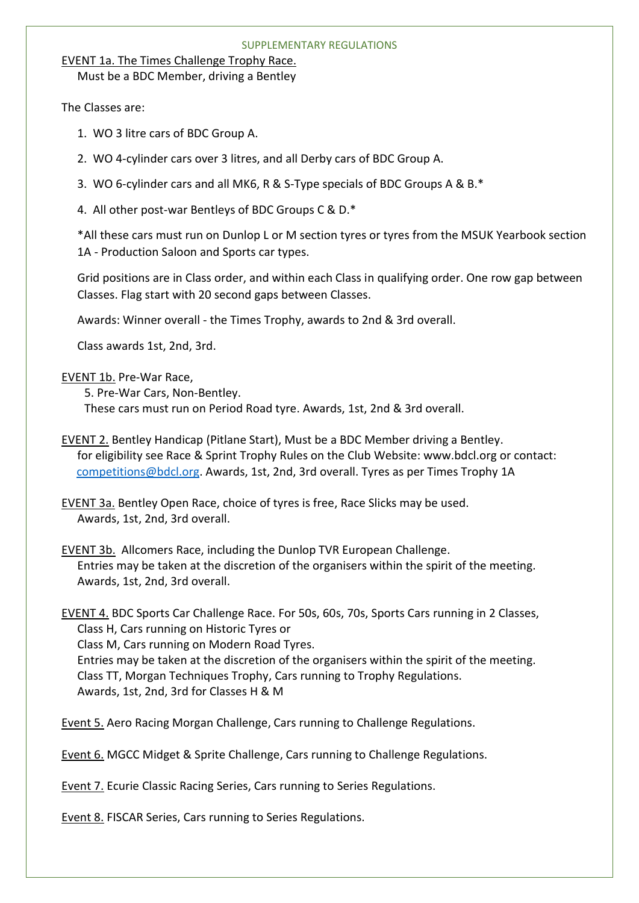SUPPLEMENTARY REGULATIONS

EVENT 1a. The Times Challenge Trophy Race.
Must be a BDC Member, driving a Bentley

The Classes are:

1. WO 3 litre cars of BDC Group A.
2. WO 4-cylinder cars over 3 litres, and all Derby cars of BDC Group A.
3. WO 6-cylinder cars and all MK6, R & S-Type specials of BDC Groups A & B.*
4. All other post-war Bentleys of BDC Groups C & D.*

*All these cars must run on Dunlop L or M section tyres or tyres from the MSUK Yearbook section 1A - Production Saloon and Sports car types.

Grid positions are in Class order, and within each Class in qualifying order. One row gap between Classes. Flag start with 20 second gaps between Classes.

Awards: Winner overall - the Times Trophy, awards to 2nd & 3rd overall.

Class awards 1st, 2nd, 3rd.

EVENT 1b. Pre-War Race,
5. Pre-War Cars, Non-Bentley.
These cars must run on Period Road tyre. Awards, 1st, 2nd & 3rd overall.

EVENT 2. Bentley Handicap (Pitlane Start), Must be a BDC Member driving a Bentley.
for eligibility see Race & Sprint Trophy Rules on the Club Website: www.bdcl.org or contact: competitions@bdcl.org. Awards, 1st, 2nd, 3rd overall. Tyres as per Times Trophy 1A

EVENT 3a. Bentley Open Race, choice of tyres is free, Race Slicks may be used.
Awards, 1st, 2nd, 3rd overall.

EVENT 3b. Allcomers Race, including the Dunlop TVR European Challenge.
Entries may be taken at the discretion of the organisers within the spirit of the meeting.
Awards, 1st, 2nd, 3rd overall.

EVENT 4. BDC Sports Car Challenge Race. For 50s, 60s, 70s, Sports Cars running in 2 Classes,
Class H, Cars running on Historic Tyres or
Class M, Cars running on Modern Road Tyres.
Entries may be taken at the discretion of the organisers within the spirit of the meeting.
Class TT, Morgan Techniques Trophy, Cars running to Trophy Regulations.
Awards, 1st, 2nd, 3rd for Classes H & M

Event 5. Aero Racing Morgan Challenge, Cars running to Challenge Regulations.

Event 6. MGCC Midget & Sprite Challenge, Cars running to Challenge Regulations.

Event 7. Ecurie Classic Racing Series, Cars running to Series Regulations.

Event 8. FISCAR Series, Cars running to Series Regulations.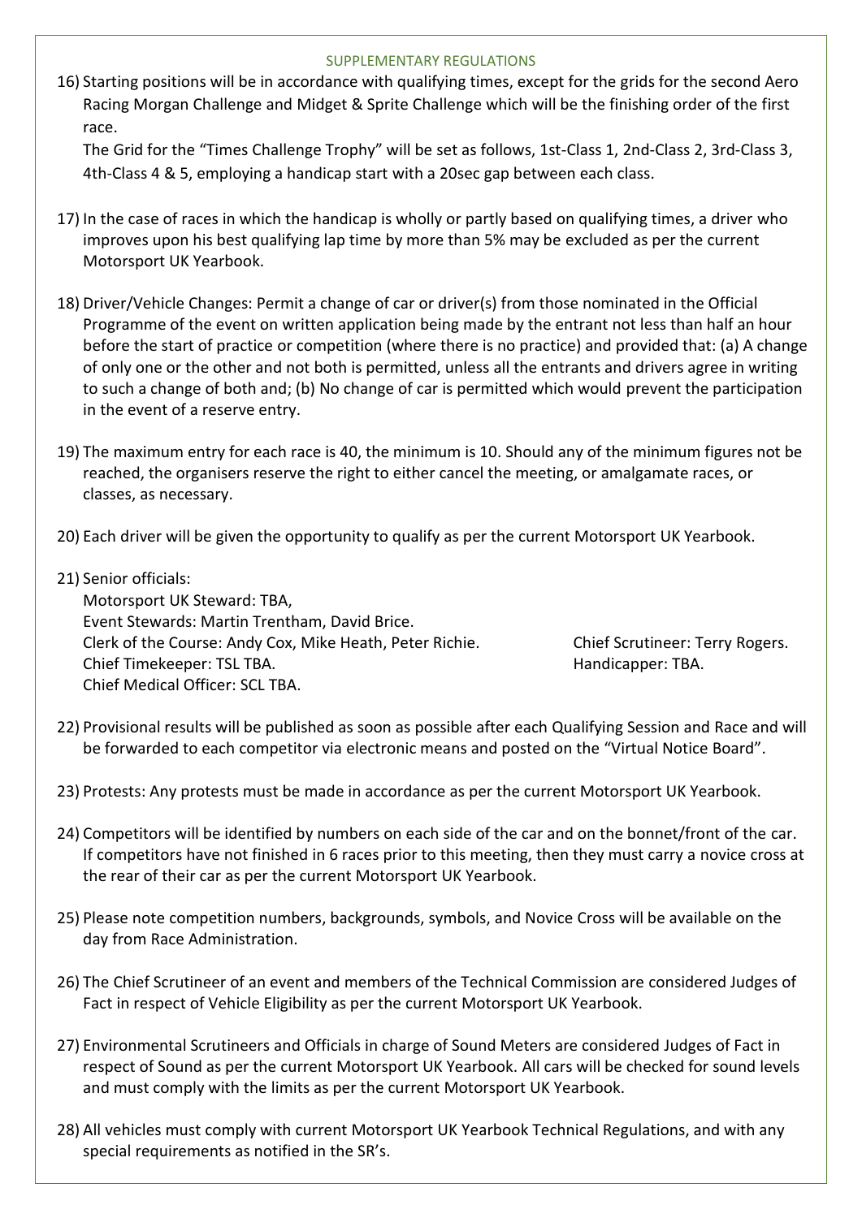## SUPPLEMENTARY REGULATIONS

16) Starting positions will be in accordance with qualifying times, except for the grids for the second Aero Racing Morgan Challenge and Midget & Sprite Challenge which will be the finishing order of the first race.

    The Grid for the "Times Challenge Trophy" will be set as follows, 1st-Class 1, 2nd-Class 2, 3rd-Class 3, 4th-Class 4 & 5, employing a handicap start with a 20sec gap between each class.

17) In the case of races in which the handicap is wholly or partly based on qualifying times, a driver who improves upon his best qualifying lap time by more than 5% may be excluded as per the current Motorsport UK Yearbook.

18) Driver/Vehicle Changes: Permit a change of car or driver(s) from those nominated in the Official Programme of the event on written application being made by the entrant not less than half an hour before the start of practice or competition (where there is no practice) and provided that: (a) A change of only one or the other and not both is permitted, unless all the entrants and drivers agree in writing to such a change of both and; (b) No change of car is permitted which would prevent the participation in the event of a reserve entry.

19) The maximum entry for each race is 40, the minimum is 10. Should any of the minimum figures not be reached, the organisers reserve the right to either cancel the meeting, or amalgamate races, or classes, as necessary.

20) Each driver will be given the opportunity to qualify as per the current Motorsport UK Yearbook.

21) Senior officials:

    Motorsport UK Steward: TBA,
    Event Stewards: Martin Trentham, David Brice.
    Clerk of the Course: Andy Cox, Mike Heath, Peter Richie.
    Chief Timekeeper: TSL TBA.
    Chief Medical Officer: SCL TBA.
    Chief Scrutineer: Terry Rogers.
    Handicapper: TBA.

22) Provisional results will be published as soon as possible after each Qualifying Session and Race and will be forwarded to each competitor via electronic means and posted on the "Virtual Notice Board".

23) Protests: Any protests must be made in accordance as per the current Motorsport UK Yearbook.

24) Competitors will be identified by numbers on each side of the car and on the bonnet/front of the car. If competitors have not finished in 6 races prior to this meeting, then they must carry a novice cross at the rear of their car as per the current Motorsport UK Yearbook.

25) Please note competition numbers, backgrounds, symbols, and Novice Cross will be available on the day from Race Administration.

26) The Chief Scrutineer of an event and members of the Technical Commission are considered Judges of Fact in respect of Vehicle Eligibility as per the current Motorsport UK Yearbook.

27) Environmental Scrutineers and Officials in charge of Sound Meters are considered Judges of Fact in respect of Sound as per the current Motorsport UK Yearbook. All cars will be checked for sound levels and must comply with the limits as per the current Motorsport UK Yearbook.

28) All vehicles must comply with current Motorsport UK Yearbook Technical Regulations, and with any special requirements as notified in the SR's.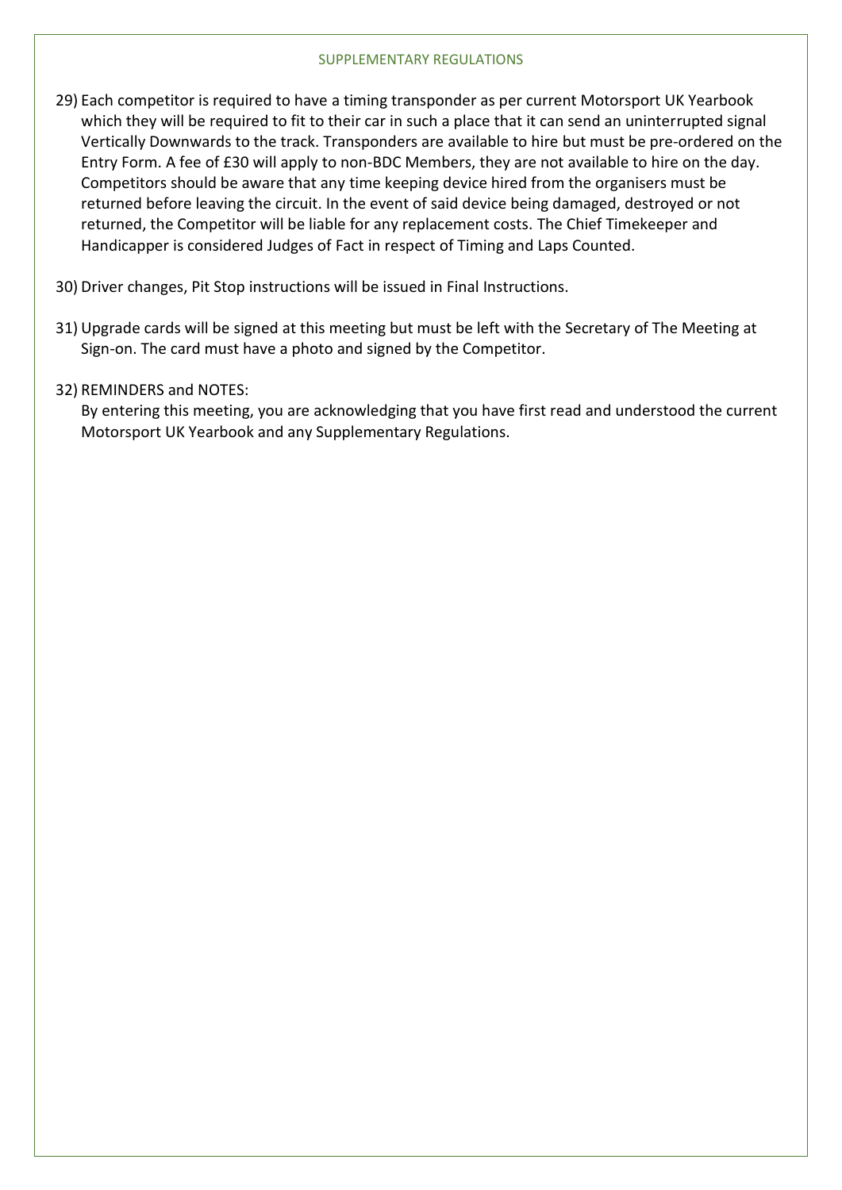29) Each competitor is required to have a timing transponder as per current Motorsport UK Yearbook which they will be required to fit to their car in such a place that it can send an uninterrupted signal Vertically Downwards to the track. Transponders are available to hire but must be pre-ordered on the Entry Form. A fee of £30 will apply to non-BDC Members, they are not available to hire on the day. Competitors should be aware that any time keeping device hired from the organisers must be returned before leaving the circuit. In the event of said device being damaged, destroyed or not returned, the Competitor will be liable for any replacement costs. The Chief Timekeeper and Handicapper is considered Judges of Fact in respect of Timing and Laps Counted.

30) Driver changes, Pit Stop instructions will be issued in Final Instructions.

31) Upgrade cards will be signed at this meeting but must be left with the Secretary of The Meeting at Sign-on. The card must have a photo and signed by the Competitor.

32) REMINDERS and NOTES:
By entering this meeting, you are acknowledging that you have first read and understood the current Motorsport UK Yearbook and any Supplementary Regulations.